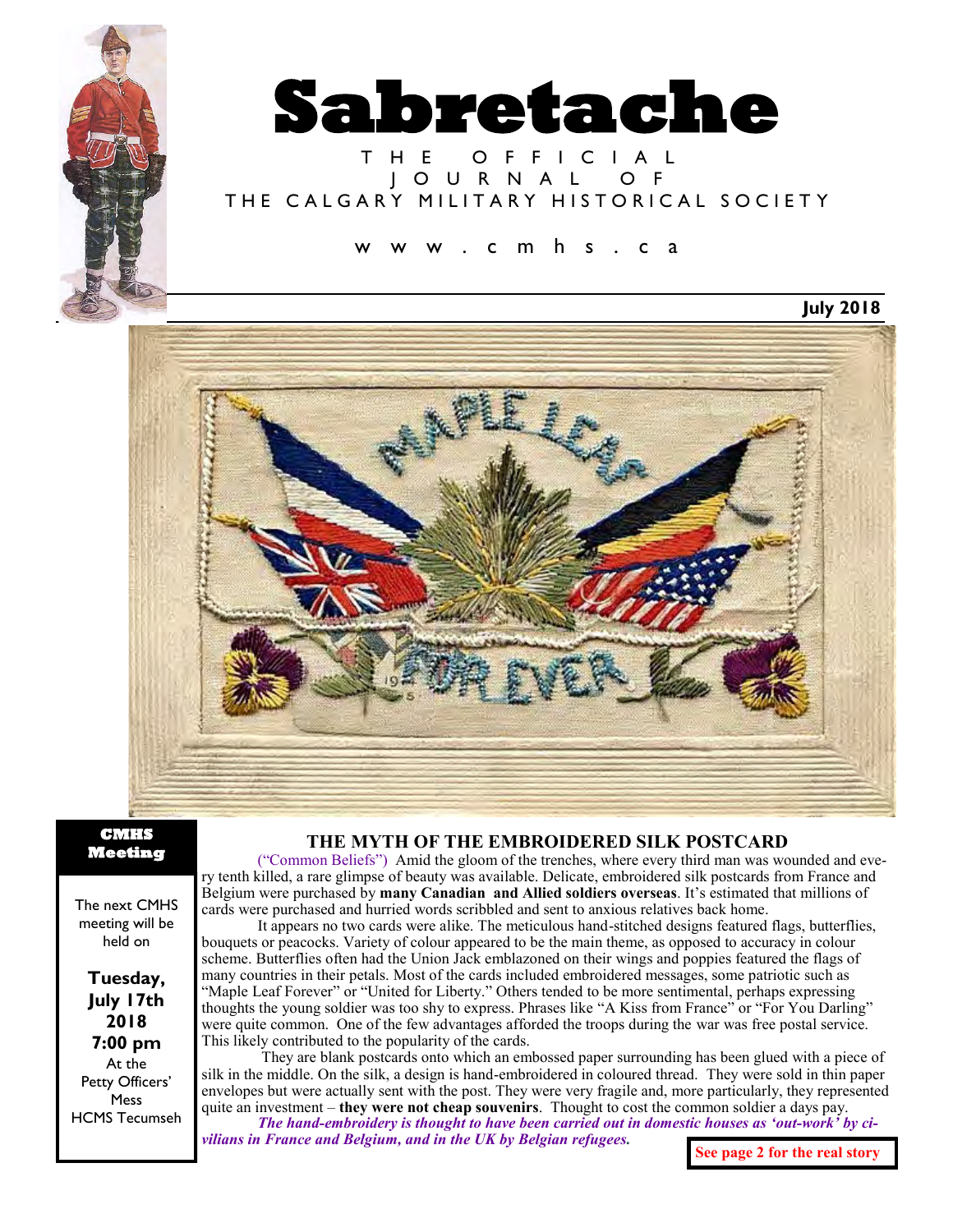# Sabretache

THE OFFICIAL JOURNAL OF THE CALGARY MILITARY HISTORICAL SOCIETY

www.cmhs.ca

**July 2018**

**CMHS Meeting**

The next CMHS meeting will be held on

**Tuesday, July 17th 2018 7:00 pm**

At the Petty Officers' Mess HCMS Tecumseh

## THE MYTH OF THE EMBROIDERED SILK POSTCARD

("Common Beliefs") Amid the gloom of the trenches, where every third man was wounded and every tenth killed, a rare glimpse of beauty was available. Delicate, embroidered silk postcards from France and Belgium were purchased by **many Canadian and Allied soldiers overseas**. It's estimated that millions of cards were purchased and hurried words scribbled and sent to anxious relatives back home.

It appears no two cards were alike. The meticulous hand-stitched designs featured flags, butterflies, bouquets or peacocks. Variety of colour appeared to be the main theme, as opposed to accuracy in colour scheme. Butterflies often had the Union Jack emblazoned on their wings and poppies featured the flags of many countries in their petals. Most of the cards included embroidered messages, some patriotic such as "Maple Leaf Forever" or "United for Liberty." Others tended to be more sentimental, perhaps expressing thoughts the young soldier was too shy to express. Phrases like "A Kiss from France" or "For You Darling" were quite common. One of the few advantages afforded the troops during the war was free postal service. This likely contributed to the popularity of the cards.

They are blank postcards onto which an embossed paper surrounding has been glued with a piece of silk in the middle. On the silk, a design is hand-embroidered in coloured thread. They were sold in thin paper envelopes but were actually sent with the post. They were very fragile and, more particularly, they represented quite an investment – **they were not cheap souvenirs**. Thought to cost the common soldier a days pay.

***The hand-embroidery is thought to have been carried out in domestic houses as 'out-work' by civilians in France and Belgium, and in the UK by Belgian refugees.***

**See page 2 for the real story**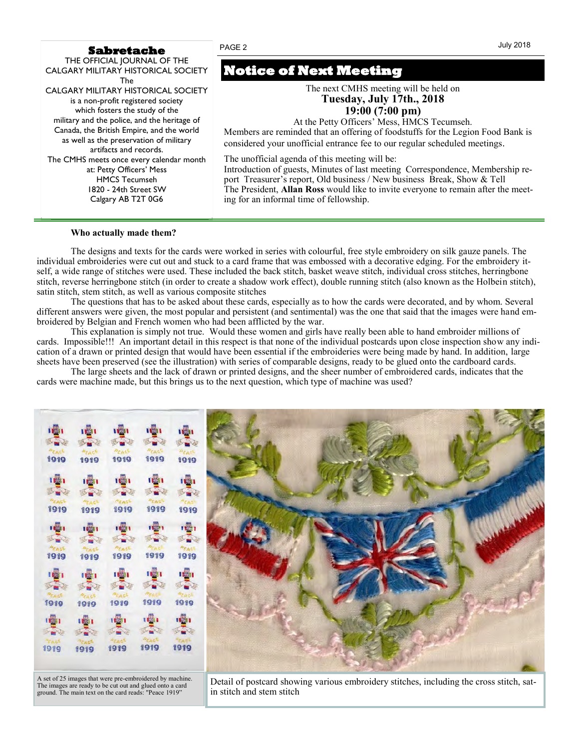**Sabretache**

THE OFFICIAL JOURNAL OF THE CALGARY MILITARY HISTORICAL SOCIETY

The CALGARY MILITARY HISTORICAL SOCIETY is a non-profit registered society which fosters the study of the military and the police, and the heritage of Canada, the British Empire, and the world as well as the preservation of military artifacts and records.

The CMHS meets once every calendar month at: Petty Officers' Mess
HMCS Tecumseh
1820 - 24th Street SW
Calgary AB T2T 0G6

# Notice of Next Meeting

The next CMHS meeting will be held on
**Tuesday, July 17th., 2018**
**19:00 (7:00 pm)**
At the Petty Officers' Mess, HMCS Tecumseh.

Members are reminded that an offering of foodstuffs for the Legion Food Bank is considered your unofficial entrance fee to our regular scheduled meetings.

The unofficial agenda of this meeting will be:
Introduction of guests, Minutes of last meeting Correspondence, Membership report Treasurer's report, Old business / New business Break, Show & Tell
The President, **Allan Ross** would like to invite everyone to remain after the meeting for an informal time of fellowship.

**Who actually made them?**

The designs and texts for the cards were worked in series with colourful, free style embroidery on silk gauze panels. The individual embroideries were cut out and stuck to a card frame that was embossed with a decorative edging. For the embroidery itself, a wide range of stitches were used. These included the back stitch, basket weave stitch, individual cross stitches, herringbone stitch, reverse herringbone stitch (in order to create a shadow work effect), double running stitch (also known as the Holbein stitch), satin stitch, stem stitch, as well as various composite stitches

The questions that has to be asked about these cards, especially as to how the cards were decorated, and by whom. Several different answers were given, the most popular and persistent (and sentimental) was the one that said that the images were hand embroidered by Belgian and French women who had been afflicted by the war.

This explanation is simply not true. Would these women and girls have really been able to hand embroider millions of cards. Impossible!!! An important detail in this respect is that none of the individual postcards upon close inspection show any indication of a drawn or printed design that would have been essential if the embroideries were being made by hand. In addition, large sheets have been preserved (see the illustration) with series of comparable designs, ready to be glued onto the cardboard cards.

The large sheets and the lack of drawn or printed designs, and the sheer number of embroidered cards, indicates that the cards were machine made, but this brings us to the next question, which type of machine was used?

A set of 25 images that were pre-embroidered by machine. The images are ready to be cut out and glued onto a card ground. The main text on the card reads: "Peace 1919"

Detail of postcard showing various embroidery stitches, including the cross stitch, satin stitch and stem stitch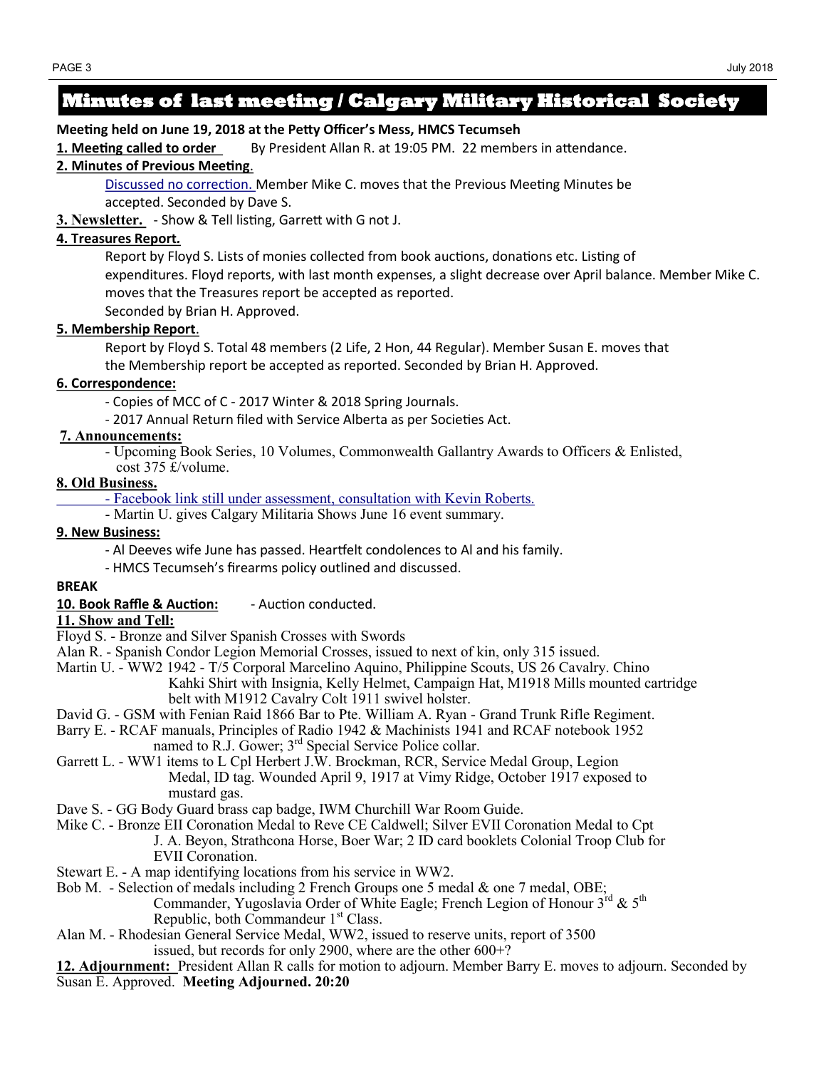# Minutes of last meeting / Calgary Military Historical Society

**Meeting held on June 19, 2018 at the Petty Officer's Mess, HMCS Tecumseh**

**1. Meeting called to order** By President Allan R. at 19:05 PM. 22 members in attendance.

**2. Minutes of Previous Meeting**.

Discussed no correction. Member Mike C. moves that the Previous Meeting Minutes be accepted. Seconded by Dave S.

**3. Newsletter.** - Show & Tell listing, Garrett with G not J.

**4. Treasures Report.**

Report by Floyd S. Lists of monies collected from book auctions, donations etc. Listing of expenditures. Floyd reports, with last month expenses, a slight decrease over April balance. Member Mike C. moves that the Treasures report be accepted as reported.

Seconded by Brian H. Approved.

**5. Membership Report**.

Report by Floyd S. Total 48 members (2 Life, 2 Hon, 44 Regular). Member Susan E. moves that the Membership report be accepted as reported. Seconded by Brian H. Approved.

**6. Correspondence:**

- Copies of MCC of C - 2017 Winter & 2018 Spring Journals.
- 2017 Annual Return filed with Service Alberta as per Societies Act.

**7. Announcements:**

- Upcoming Book Series, 10 Volumes, Commonwealth Gallantry Awards to Officers & Enlisted, cost 375 £/volume.

**8. Old Business.**

- Facebook link still under assessment, consultation with Kevin Roberts.
- Martin U. gives Calgary Militaria Shows June 16 event summary.

**9. New Business:**

- Al Deeves wife June has passed. Heartfelt condolences to Al and his family.
- HMCS Tecumseh's firearms policy outlined and discussed.

**BREAK**

**10. Book Raffle & Auction:** - Auction conducted.

**11. Show and Tell:**

Floyd S. - Bronze and Silver Spanish Crosses with Swords

Alan R. - Spanish Condor Legion Memorial Crosses, issued to next of kin, only 315 issued.

Martin U. - WW2 1942 - T/5 Corporal Marcelino Aquino, Philippine Scouts, US 26 Cavalry. Chino Kahki Shirt with Insignia, Kelly Helmet, Campaign Hat, M1918 Mills mounted cartridge belt with M1912 Cavalry Colt 1911 swivel holster.

David G. - GSM with Fenian Raid 1866 Bar to Pte. William A. Ryan - Grand Trunk Rifle Regiment.

Barry E. - RCAF manuals, Principles of Radio 1942 & Machinists 1941 and RCAF notebook 1952 named to R.J. Gower; 3rd Special Service Police collar.

Garrett L. - WW1 items to L Cpl Herbert J.W. Brockman, RCR, Service Medal Group, Legion Medal, ID tag. Wounded April 9, 1917 at Vimy Ridge, October 1917 exposed to mustard gas.

Dave S. - GG Body Guard brass cap badge, IWM Churchill War Room Guide.

Mike C. - Bronze EII Coronation Medal to Reve CE Caldwell; Silver EVII Coronation Medal to Cpt J. A. Beyon, Strathcona Horse, Boer War; 2 ID card booklets Colonial Troop Club for EVII Coronation.

Stewart E. - A map identifying locations from his service in WW2.

Bob M. - Selection of medals including 2 French Groups one 5 medal & one 7 medal, OBE; Commander, Yugoslavia Order of White Eagle; French Legion of Honour 3rd & 5th Republic, both Commandeur 1st Class.

Alan M. - Rhodesian General Service Medal, WW2, issued to reserve units, report of 3500 issued, but records for only 2900, where are the other 600+?

**12. Adjournment:** President Allan R calls for motion to adjourn. Member Barry E. moves to adjourn. Seconded by Susan E. Approved. **Meeting Adjourned. 20:20**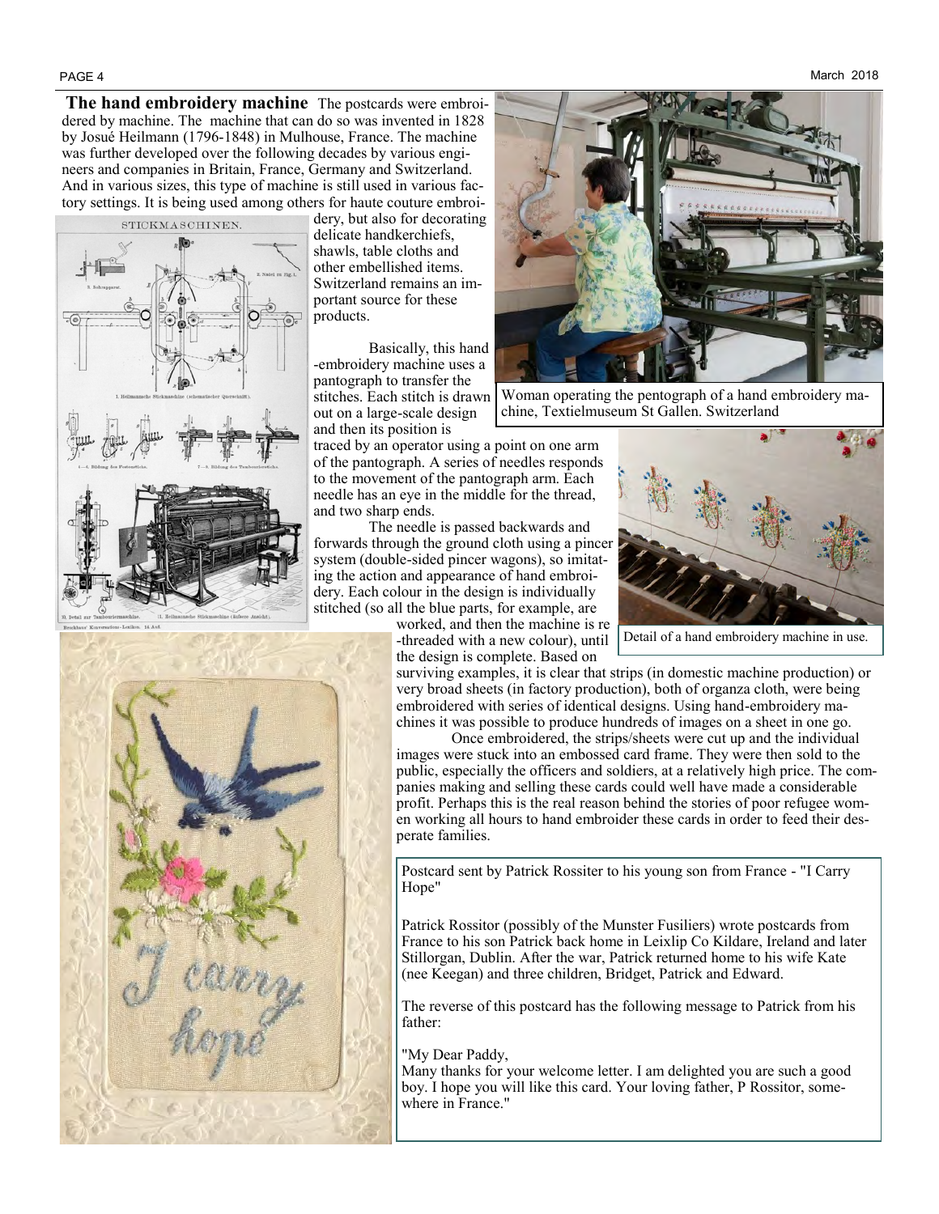**The hand embroidery machine** The postcards were embroidered by machine. The machine that can do so was invented in 1828 by Josué Heilmann (1796-1848) in Mulhouse, France. The machine was further developed over the following decades by various engineers and companies in Britain, France, Germany and Switzerland. And in various sizes, this type of machine is still used in various factory settings. It is being used among others for haute couture embroidery, but also for decorating delicate handkerchiefs, shawls, table cloths and other embellished items. Switzerland remains an important source for these products.

Basically, this hand-embroidery machine uses a pantograph to transfer the stitches. Each stitch is drawn out on a large-scale design and then its position is traced by an operator using a point on one arm of the pantograph. A series of needles responds to the movement of the pantograph arm. Each needle has an eye in the middle for the thread, and two sharp ends.

The needle is passed backwards and forwards through the ground cloth using a pincer system (double-sided pincer wagons), so imitating the action and appearance of hand embroidery. Each colour in the design is individually stitched (so all the blue parts, for example, are worked, and then the machine is re-threaded with a new colour), until the design is complete. Based on surviving examples, it is clear that strips (in domestic machine production) or very broad sheets (in factory production), both of organza cloth, were being embroidered with series of identical designs. Using hand-embroidery machines it was possible to produce hundreds of images on a sheet in one go.

Once embroidered, the strips/sheets were cut up and the individual images were stuck into an embossed card frame. They were then sold to the public, especially the officers and soldiers, at a relatively high price. The companies making and selling these cards could well have made a considerable profit. Perhaps this is the real reason behind the stories of poor refugee women working all hours to hand embroider these cards in order to feed their desperate families.

Woman operating the pentograph of a hand embroidery machine, Textielmuseum St Gallen. Switzerland

Detail of a hand embroidery machine in use.

Postcard sent by Patrick Rossiter to his young son from France - "I Carry Hope"

Patrick Rossitor (possibly of the Munster Fusiliers) wrote postcards from France to his son Patrick back home in Leixlip Co Kildare, Ireland and later Stillorgan, Dublin. After the war, Patrick returned home to his wife Kate (nee Keegan) and three children, Bridget, Patrick and Edward.

The reverse of this postcard has the following message to Patrick from his father:

"My Dear Paddy,
Many thanks for your welcome letter. I am delighted you are such a good boy. I hope you will like this card. Your loving father, P Rossitor, somewhere in France."